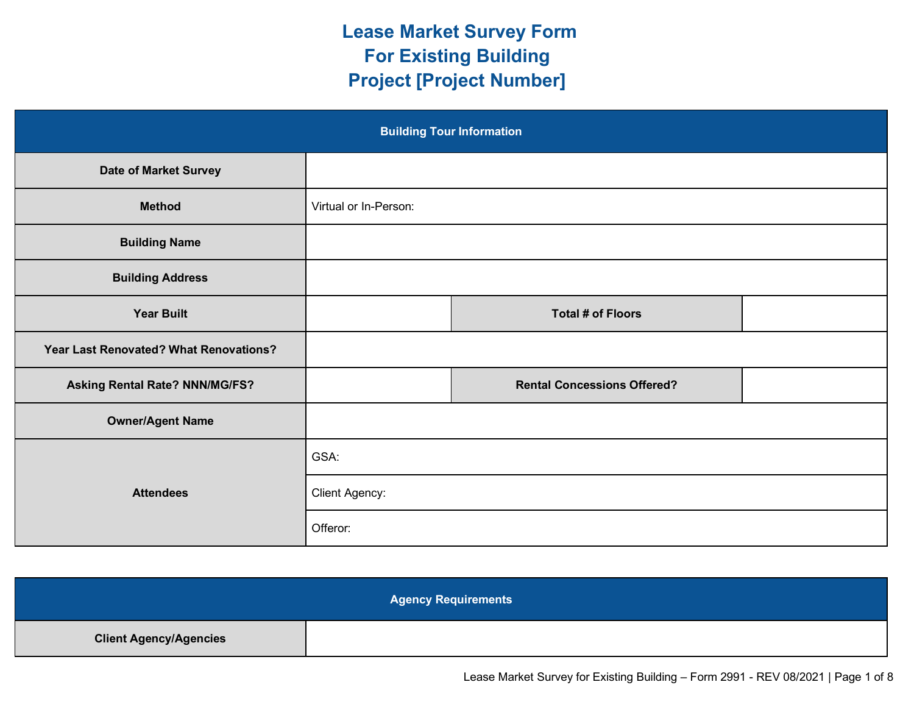# Lease Market Survey Form
# For Existing Building
# Project [Project Number]

| Building Tour Information | | | |
|---|---|---|---|
| **Date of Market Survey** | | | |
| **Method** | Virtual or In-Person: | | |
| **Building Name** | | | |
| **Building Address** | | | |
| **Year Built** | | **Total # of Floors** | |
| **Year Last Renovated? What Renovations?** | | | |
| **Asking Rental Rate? NNN/MG/FS?** | | **Rental Concessions Offered?** | |
| **Owner/Agent Name** | | | |
| **Attendees** | GSA: | | |
| | Client Agency: | | |
| | Offeror: | | |

| Agency Requirements | |
|---|---|
| **Client Agency/Agencies** | |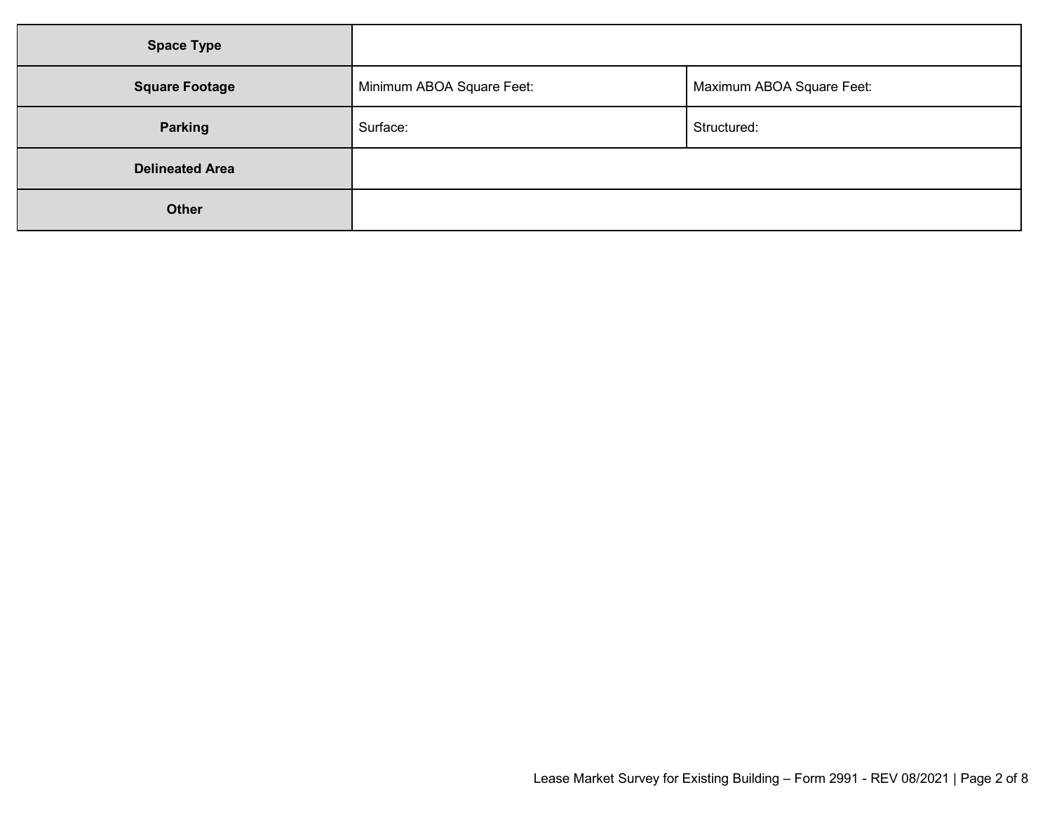| Space Type | | |
|---|---|---|
| Square Footage | Minimum ABOA Square Feet: | Maximum ABOA Square Feet: |
| Parking | Surface: | Structured: |
| Delineated Area | | |
| Other | | |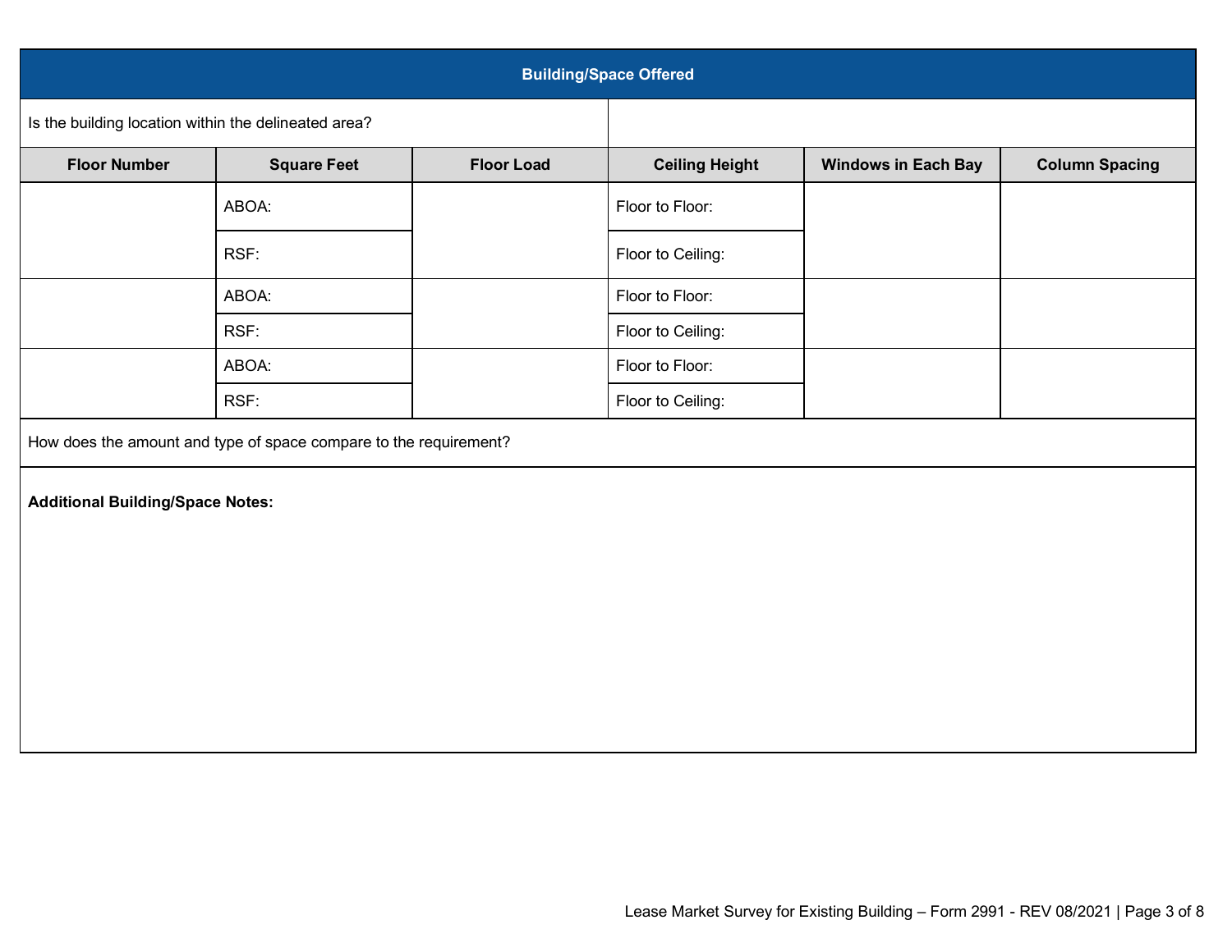## Building/Space Offered

| Is the building location within the delineated area? | |
|---|---|

| Floor Number | Square Feet | Floor Load | Ceiling Height | Windows in Each Bay | Column Spacing |
|---|---|---|---|---|---|
| | ABOA: | | Floor to Floor: | | |
| | RSF: | | Floor to Ceiling: | | |
| | ABOA: | | Floor to Floor: | | |
| | RSF: | | Floor to Ceiling: | | |
| | ABOA: | | Floor to Floor: | | |
| | RSF: | | Floor to Ceiling: | | |

How does the amount and type of space compare to the requirement?

**Additional Building/Space Notes:**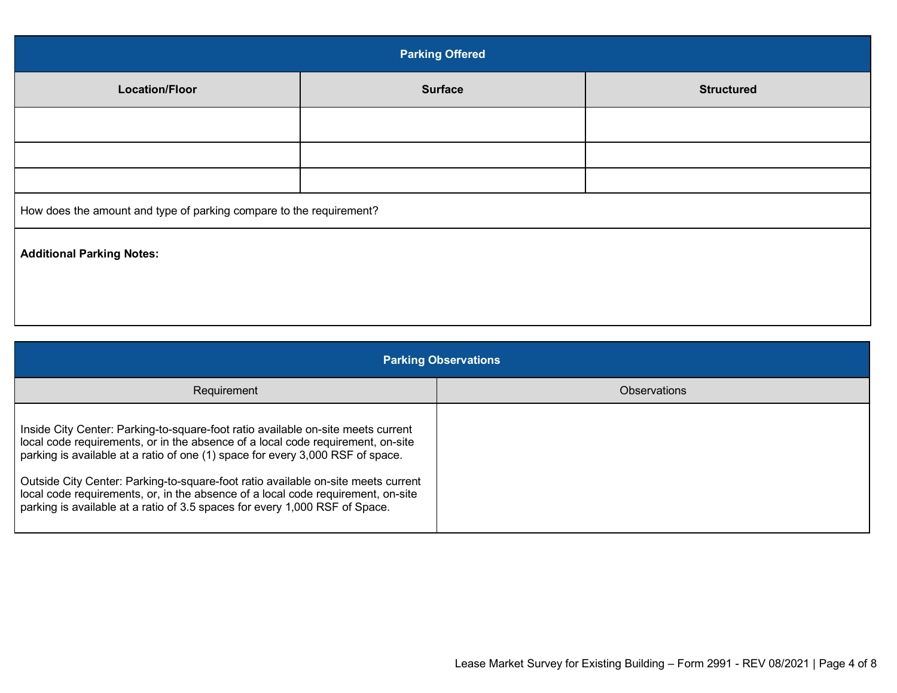| Parking Offered | | |
|---|---|---|
| **Location/Floor** | **Surface** | **Structured** |
| | | |
| | | |
| | | |
| How does the amount and type of parking compare to the requirement? | | |
| **Additional Parking Notes:** | | |

| Parking Observations | |
|---|---|
| Requirement | Observations |
| Inside City Center: Parking-to-square-foot ratio available on-site meets current local code requirements, or in the absence of a local code requirement, on-site parking is available at a ratio of one (1) space for every 3,000 RSF of space.<br><br>Outside City Center: Parking-to-square-foot ratio available on-site meets current local code requirements, or, in the absence of a local code requirement, on-site parking is available at a ratio of 3.5 spaces for every 1,000 RSF of Space. | |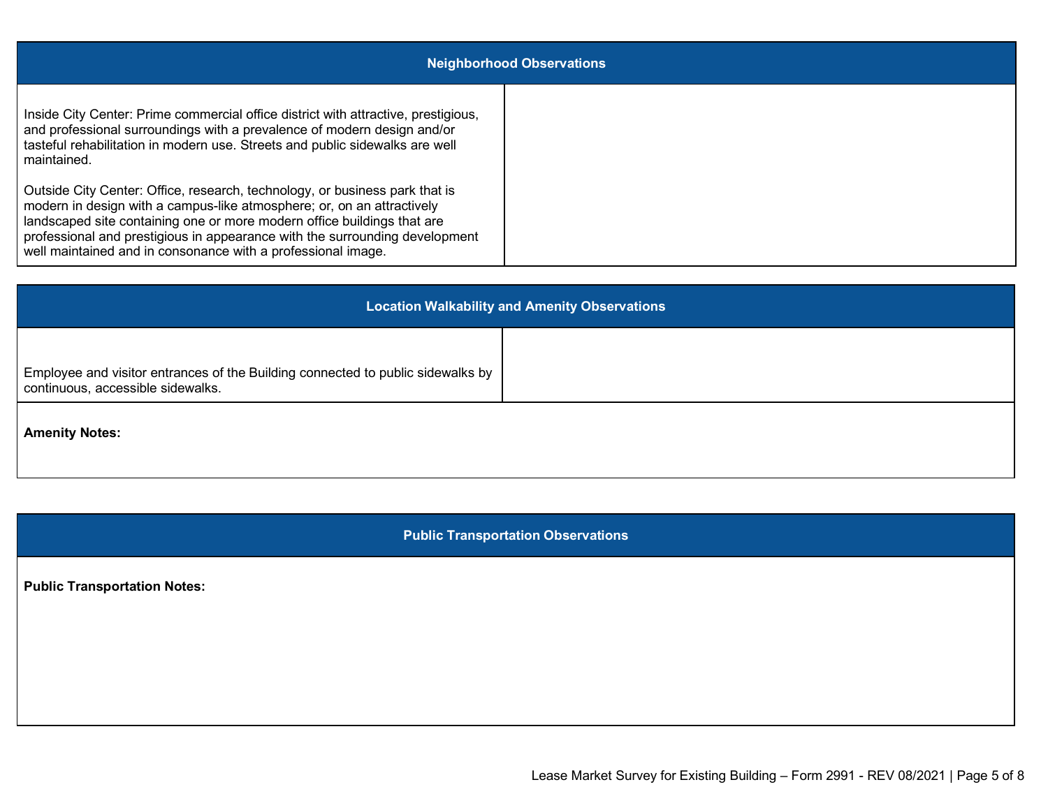| Neighborhood Observations | |
|---|---|
| Inside City Center: Prime commercial office district with attractive, prestigious, and professional surroundings with a prevalence of modern design and/or tasteful rehabilitation in modern use. Streets and public sidewalks are well maintained.<br><br>Outside City Center: Office, research, technology, or business park that is modern in design with a campus-like atmosphere; or, on an attractively landscaped site containing one or more modern office buildings that are professional and prestigious in appearance with the surrounding development well maintained and in consonance with a professional image. | |

| Location Walkability and Amenity Observations | |
|---|---|
| Employee and visitor entrances of the Building connected to public sidewalks by continuous, accessible sidewalks. | |
| **Amenity Notes:** | |

| Public Transportation Observations |
|---|
| **Public Transportation Notes:** |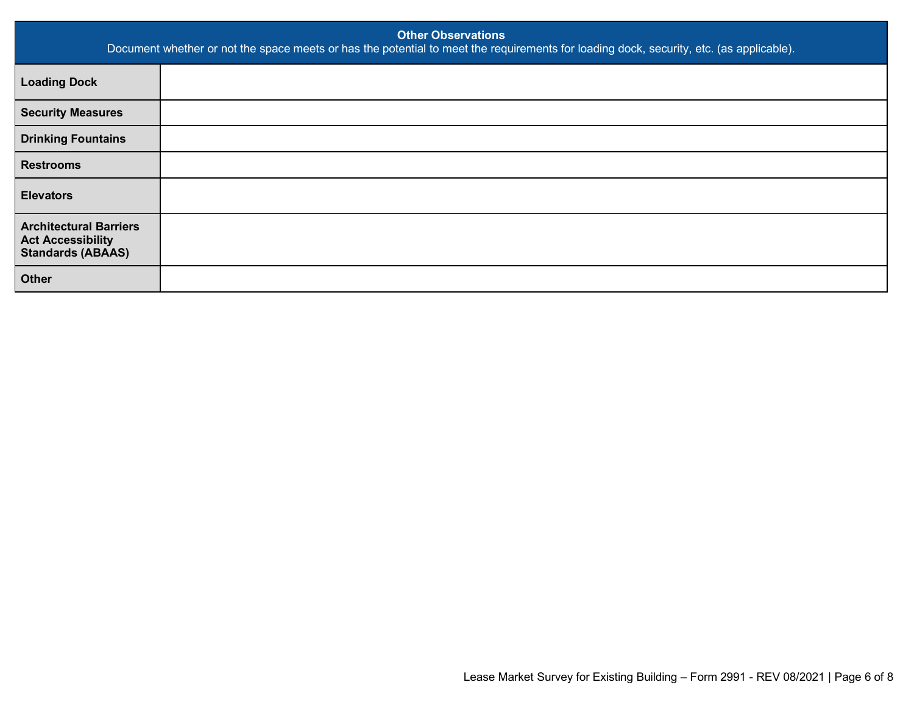| Other Observations<br>Document whether or not the space meets or has the potential to meet the requirements for loading dock, security, etc. (as applicable). | |
|---|---|
| **Loading Dock** | |
| **Security Measures** | |
| **Drinking Fountains** | |
| **Restrooms** | |
| **Elevators** | |
| **Architectural Barriers Act Accessibility Standards (ABAAS)** | |
| **Other** | |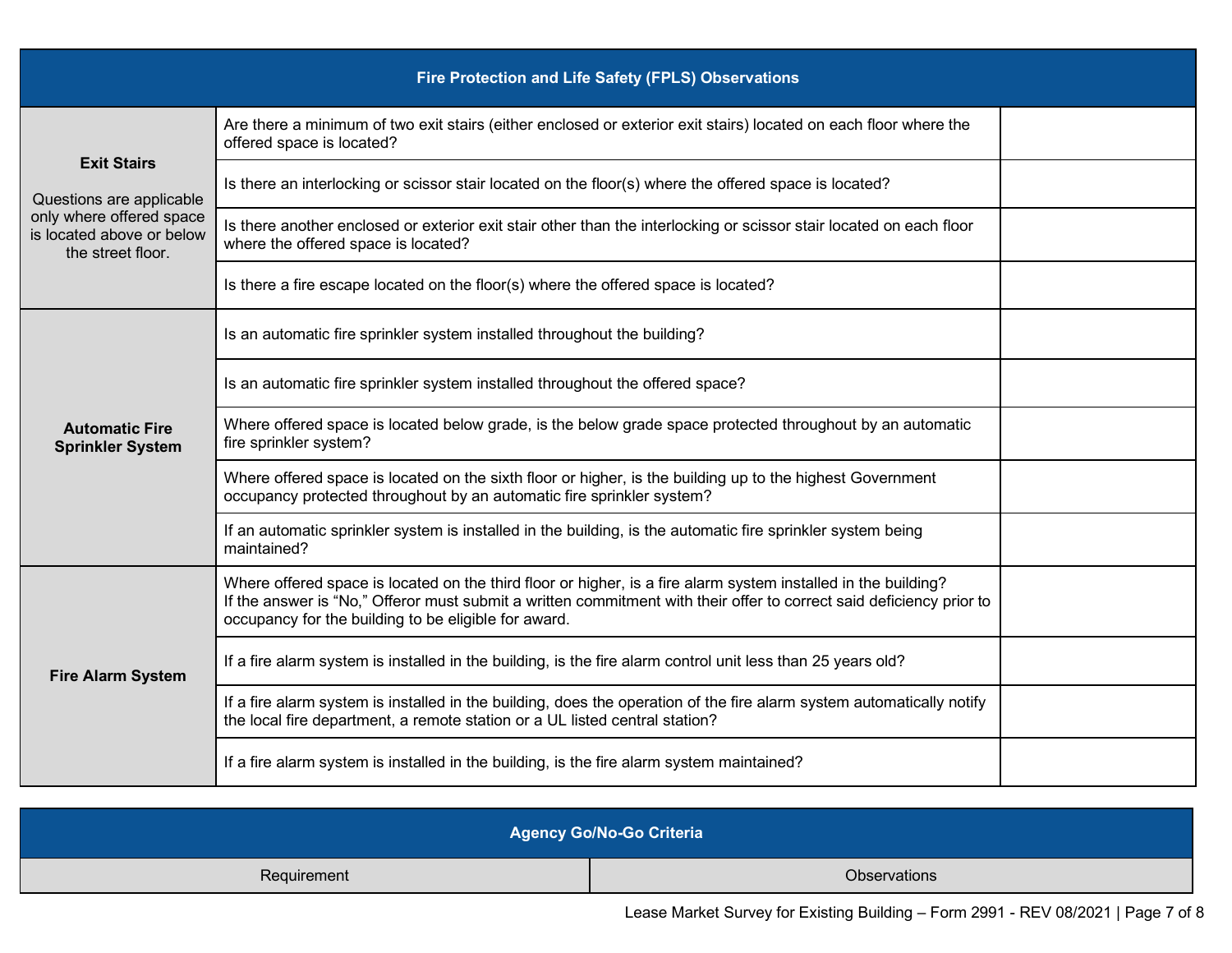| Fire Protection and Life Safety (FPLS) Observations | | |
|---|---|---|
| **Exit Stairs**<br><br>Questions are applicable only where offered space is located above or below the street floor. | Are there a minimum of two exit stairs (either enclosed or exterior exit stairs) located on each floor where the offered space is located? | |
| | Is there an interlocking or scissor stair located on the floor(s) where the offered space is located? | |
| | Is there another enclosed or exterior exit stair other than the interlocking or scissor stair located on each floor where the offered space is located? | |
| | Is there a fire escape located on the floor(s) where the offered space is located? | |
| **Automatic Fire Sprinkler System** | Is an automatic fire sprinkler system installed throughout the building? | |
| | Is an automatic fire sprinkler system installed throughout the offered space? | |
| | Where offered space is located below grade, is the below grade space protected throughout by an automatic fire sprinkler system? | |
| | Where offered space is located on the sixth floor or higher, is the building up to the highest Government occupancy protected throughout by an automatic fire sprinkler system? | |
| | If an automatic sprinkler system is installed in the building, is the automatic fire sprinkler system being maintained? | |
| **Fire Alarm System** | Where offered space is located on the third floor or higher, is a fire alarm system installed in the building? If the answer is "No," Offeror must submit a written commitment with their offer to correct said deficiency prior to occupancy for the building to be eligible for award. | |
| | If a fire alarm system is installed in the building, is the fire alarm control unit less than 25 years old? | |
| | If a fire alarm system is installed in the building, does the operation of the fire alarm system automatically notify the local fire department, a remote station or a UL listed central station? | |
| | If a fire alarm system is installed in the building, is the fire alarm system maintained? | |

| Agency Go/No-Go Criteria | |
|---|---|
| Requirement | Observations |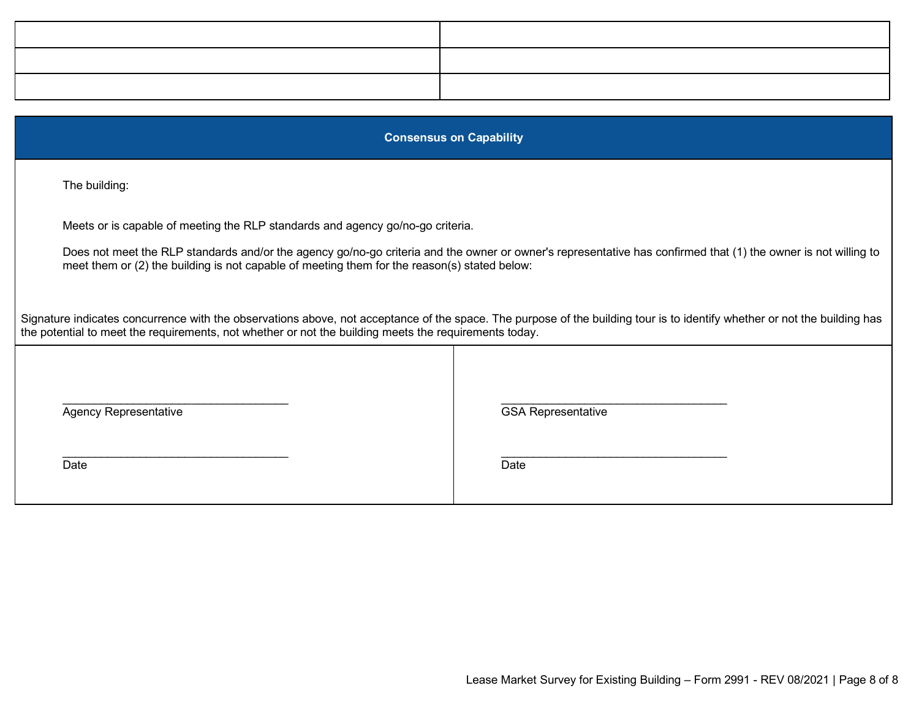| | |
|---|---|
| | |
| | |
| | |

## Consensus on Capability

The building:

Meets or is capable of meeting the RLP standards and agency go/no-go criteria.

Does not meet the RLP standards and/or the agency go/no-go criteria and the owner or owner's representative has confirmed that (1) the owner is not willing to meet them or (2) the building is not capable of meeting them for the reason(s) stated below:

Signature indicates concurrence with the observations above, not acceptance of the space. The purpose of the building tour is to identify whether or not the building has the potential to meet the requirements, not whether or not the building meets the requirements today.

___________________________________
Agency Representative

___________________________________
Date

___________________________________
GSA Representative

___________________________________
Date